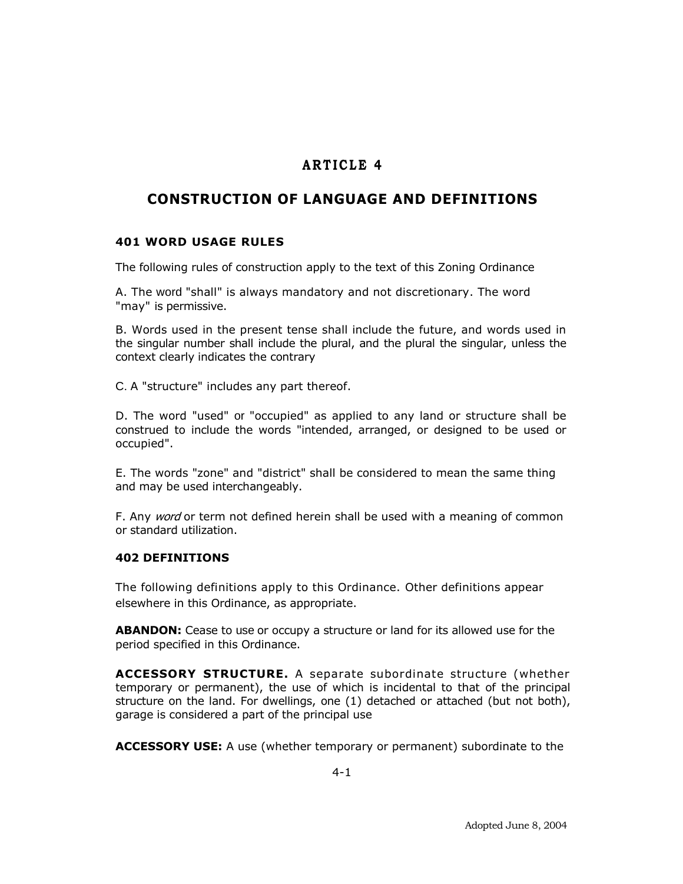# ARTICLE 4

# CONSTRUCTION OF LANGUAGE AND DEFINITIONS

### 401 WORD USAGE RULES

The following rules of construction apply to the text of this Zoning Ordinance

A. The word "shall" is always mandatory and not discretionary. The word "may" is permissive.

B. Words used in the present tense shall include the future, and words used in the singular number shall include the plural, and the plural the singular, unless the context clearly indicates the contrary

C. A "structure" includes any part thereof.

D. The word "used" or "occupied" as applied to any land or structure shall be construed to include the words "intended, arranged, or designed to be used or occupied".

E. The words "zone" and "district" shall be considered to mean the same thing and may be used interchangeably.

F. Any *word* or term not defined herein shall be used with a meaning of common or standard utilization.

### 402 DEFINITIONS

The following definitions apply to this Ordinance. Other definitions appear elsewhere in this Ordinance, as appropriate.

**ABANDON:** Cease to use or occupy a structure or land for its allowed use for the period specified in this Ordinance.

**ACCESSORY STRUCTURE.** A separate subordinate structure (whether temporary or permanent), the use of which is incidental to that of the principal structure on the land. For dwellings, one (1) detached or attached (but not both), garage is considered a part of the principal use

**ACCESSORY USE:** A use (whether temporary or permanent) subordinate to the

Adopted June 8, 2004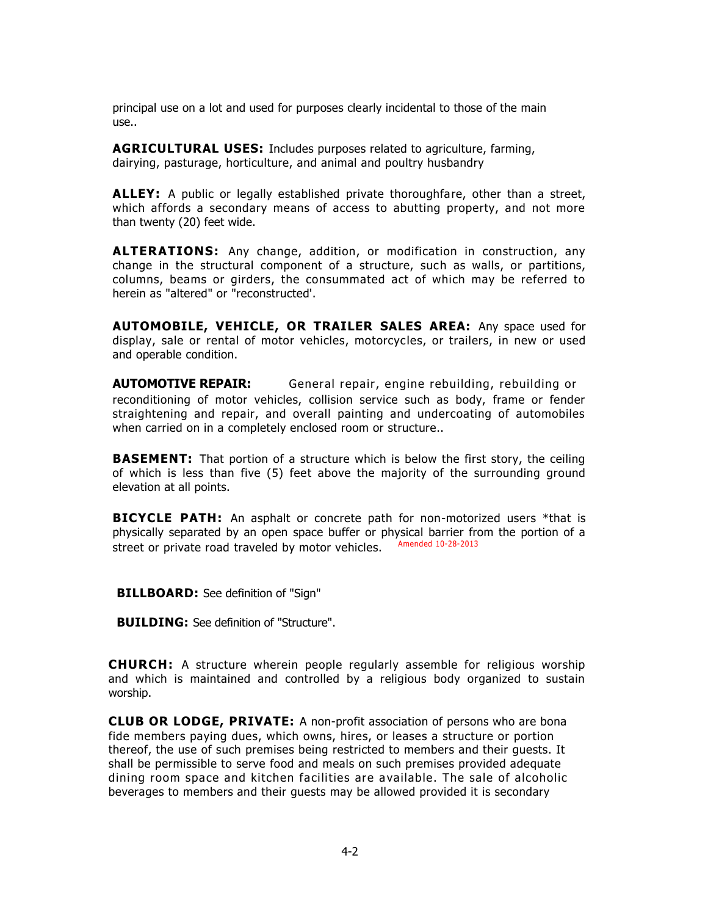principal use on a lot and used for purposes clearly incidental to those of the main use..

**AGRICULTURAL USES:** Includes purposes related to agriculture, farming, dairying, pasturage, horticulture, and animal and poultry husbandry

**ALLEY:** A public or legally established private thoroughfare, other than a street, which affords a secondary means of access to abutting property, and not more than twenty (20) feet wide.

**ALTERATIONS:** Any change, addition, or modification in construction, any change in the structural component of a structure, such as walls, or partitions, columns, beams or girders, the consummated act of which may be referred to herein as "altered" or "reconstructed'.

**AUTOMOBILE, VEHICLE, OR TRAILER SALES AREA:** Any space used for display, sale or rental of motor vehicles, motorcycles, or trailers, in new or used and operable condition.

**AUTOMOTIVE REPAIR:** General repair, engine rebuilding, rebuilding or reconditioning of motor vehicles, collision service such as body, frame or fender straightening and repair, and overall painting and undercoating of automobiles when carried on in a completely enclosed room or structure..

**BASEMENT:** That portion of a structure which is below the first story, the ceiling of which is less than five (5) feet above the majority of the surrounding ground elevation at all points.

**BICYCLE PATH:** An asphalt or concrete path for non-motorized users *that is physically separated by an open space buffer or physical barrier from the portion of a street or private road traveled by motor vehicles. Amended 10-28-2013

**BILLBOARD:** See definition of "Sign"

**BUILDING:** See definition of "Structure".

**CHURCH:** A structure wherein people regularly assemble for religious worship and which is maintained and controlled by a religious body organized to sustain worship.

**CLUB OR LODGE, PRIVATE:** A non-profit association of persons who are bona fide members paying dues, which owns, hires, or leases a structure or portion thereof, the use of such premises being restricted to members and their guests. It shall be permissible to serve food and meals on such premises provided adequate dining room space and kitchen facilities are available. The sale of alcoholic beverages to members and their guests may be allowed provided it is secondary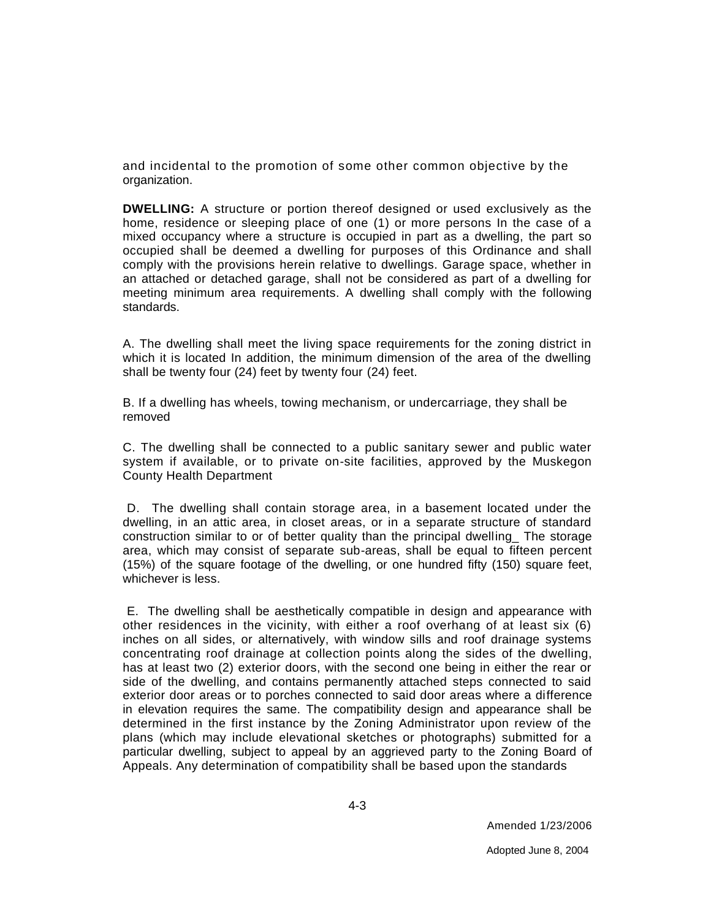and incidental to the promotion of some other common objective by the organization.

**DWELLING:** A structure or portion thereof designed or used exclusively as the home, residence or sleeping place of one (1) or more persons In the case of a mixed occupancy where a structure is occupied in part as a dwelling, the part so occupied shall be deemed a dwelling for purposes of this Ordinance and shall comply with the provisions herein relative to dwellings. Garage space, whether in an attached or detached garage, shall not be considered as part of a dwelling for meeting minimum area requirements. A dwelling shall comply with the following standards.

A. The dwelling shall meet the living space requirements for the zoning district in which it is located In addition, the minimum dimension of the area of the dwelling shall be twenty four (24) feet by twenty four (24) feet.

B. If a dwelling has wheels, towing mechanism, or undercarriage, they shall be removed

C. The dwelling shall be connected to a public sanitary sewer and public water system if available, or to private on-site facilities, approved by the Muskegon County Health Department

D. The dwelling shall contain storage area, in a basement located under the dwelling, in an attic area, in closet areas, or in a separate structure of standard construction similar to or of better quality than the principal dwelling_ The storage area, which may consist of separate sub-areas, shall be equal to fifteen percent (15%) of the square footage of the dwelling, or one hundred fifty (150) square feet, whichever is less.

E. The dwelling shall be aesthetically compatible in design and appearance with other residences in the vicinity, with either a roof overhang of at least six (6) inches on all sides, or alternatively, with window sills and roof drainage systems concentrating roof drainage at collection points along the sides of the dwelling, has at least two (2) exterior doors, with the second one being in either the rear or side of the dwelling, and contains permanently attached steps connected to said exterior door areas or to porches connected to said door areas where a difference in elevation requires the same. The compatibility design and appearance shall be determined in the first instance by the Zoning Administrator upon review of the plans (which may include elevational sketches or photographs) submitted for a particular dwelling, subject to appeal by an aggrieved party to the Zoning Board of Appeals. Any determination of compatibility shall be based upon the standards

Amended 1/23/2006

Adopted June 8, 2004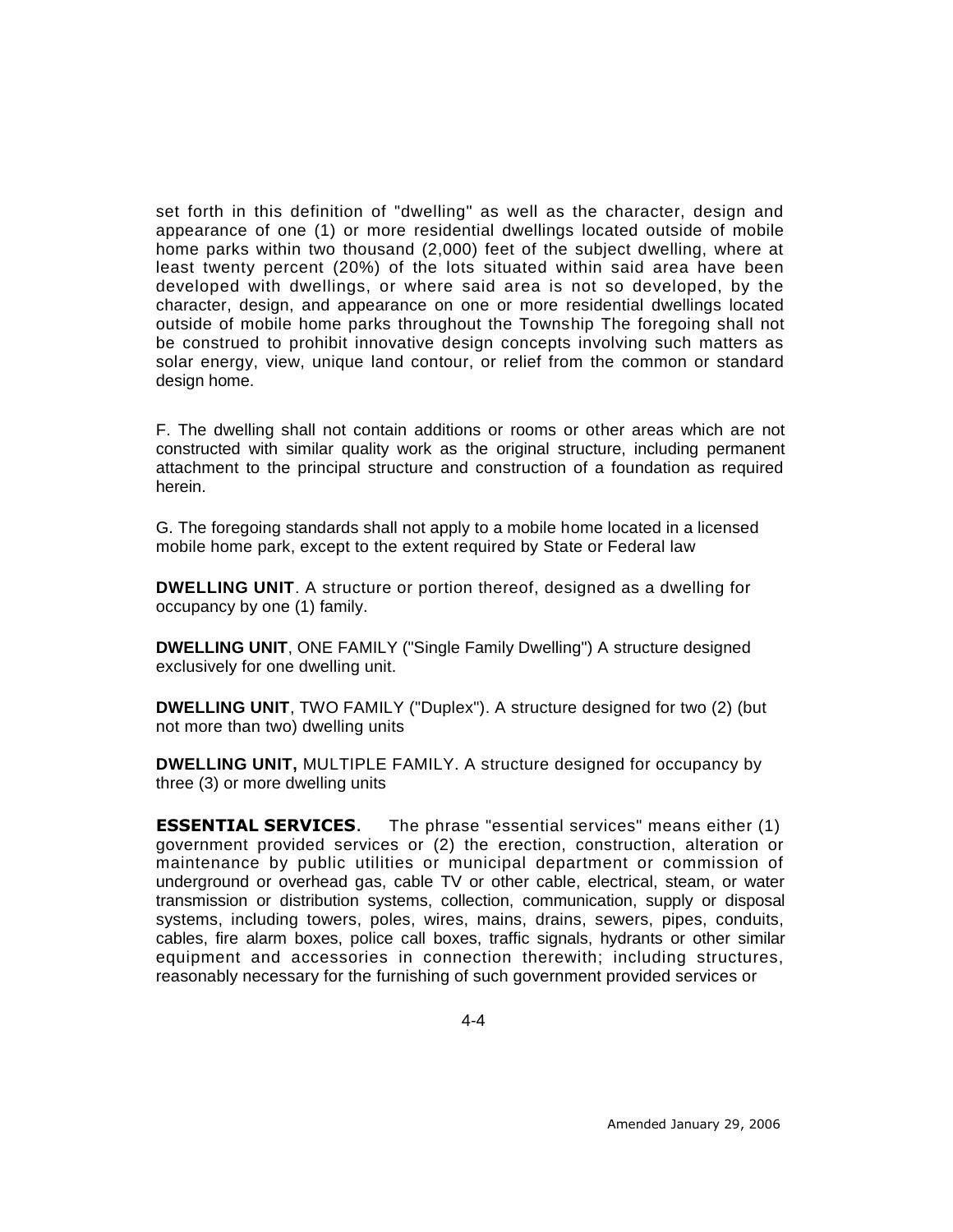set forth in this definition of "dwelling" as well as the character, design and appearance of one (1) or more residential dwellings located outside of mobile home parks within two thousand (2,000) feet of the subject dwelling, where at least twenty percent (20%) of the lots situated within said area have been developed with dwellings, or where said area is not so developed, by the character, design, and appearance on one or more residential dwellings located outside of mobile home parks throughout the Township The foregoing shall not be construed to prohibit innovative design concepts involving such matters as solar energy, view, unique land contour, or relief from the common or standard design home.

F. The dwelling shall not contain additions or rooms or other areas which are not constructed with similar quality work as the original structure, including permanent attachment to the principal structure and construction of a foundation as required herein.

G. The foregoing standards shall not apply to a mobile home located in a licensed mobile home park, except to the extent required by State or Federal law

**DWELLING UNIT**. A structure or portion thereof, designed as a dwelling for occupancy by one (1) family.

**DWELLING UNIT**, ONE FAMILY ("Single Family Dwelling") A structure designed exclusively for one dwelling unit.

**DWELLING UNIT**, TWO FAMILY ("Duplex"). A structure designed for two (2) (but not more than two) dwelling units

**DWELLING UNIT,** MULTIPLE FAMILY. A structure designed for occupancy by three (3) or more dwelling units

**ESSENTIAL SERVICES.** The phrase "essential services" means either (1) government provided services or (2) the erection, construction, alteration or maintenance by public utilities or municipal department or commission of underground or overhead gas, cable TV or other cable, electrical, steam, or water transmission or distribution systems, collection, communication, supply or disposal systems, including towers, poles, wires, mains, drains, sewers, pipes, conduits, cables, fire alarm boxes, police call boxes, traffic signals, hydrants or other similar equipment and accessories in connection therewith; including structures, reasonably necessary for the furnishing of such government provided services or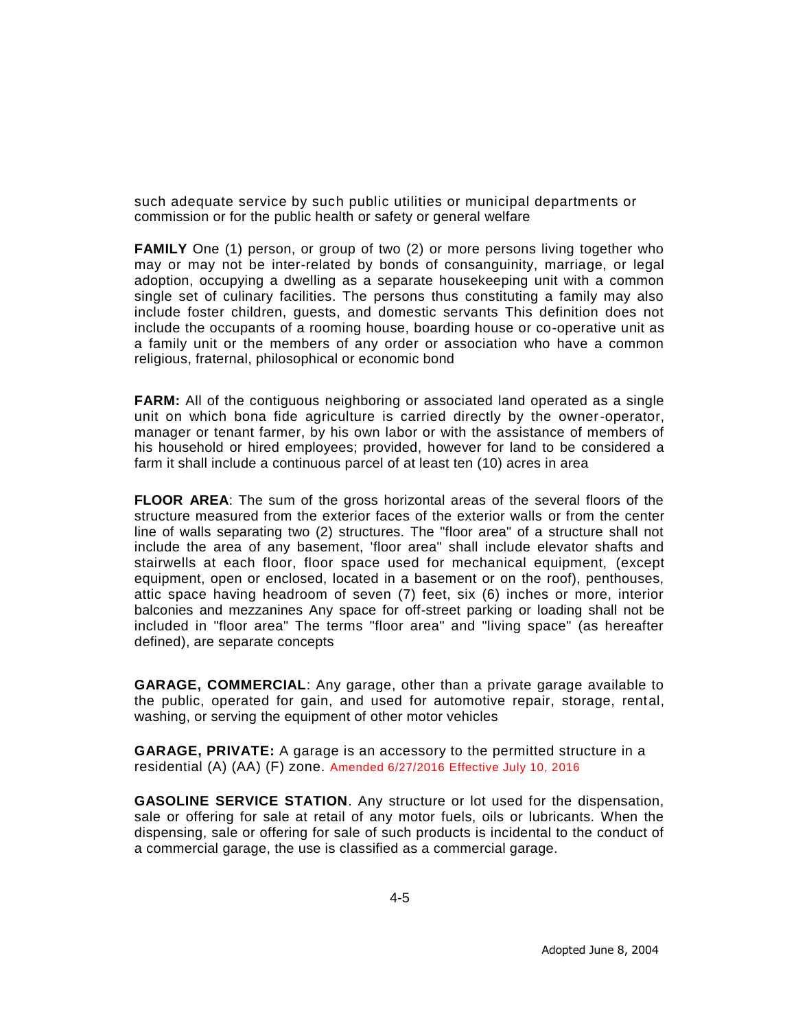such adequate service by such public utilities or municipal departments or commission or for the public health or safety or general welfare

**FAMILY** One (1) person, or group of two (2) or more persons living together who may or may not be inter-related by bonds of consanguinity, marriage, or legal adoption, occupying a dwelling as a separate housekeeping unit with a common single set of culinary facilities. The persons thus constituting a family may also include foster children, guests, and domestic servants This definition does not include the occupants of a rooming house, boarding house or co-operative unit as a family unit or the members of any order or association who have a common religious, fraternal, philosophical or economic bond

**FARM:** All of the contiguous neighboring or associated land operated as a single unit on which bona fide agriculture is carried directly by the owner-operator, manager or tenant farmer, by his own labor or with the assistance of members of his household or hired employees; provided, however for land to be considered a farm it shall include a continuous parcel of at least ten (10) acres in area

**FLOOR AREA**: The sum of the gross horizontal areas of the several floors of the structure measured from the exterior faces of the exterior walls or from the center line of walls separating two (2) structures. The "floor area" of a structure shall not include the area of any basement, 'floor area" shall include elevator shafts and stairwells at each floor, floor space used for mechanical equipment, (except equipment, open or enclosed, located in a basement or on the roof), penthouses, attic space having headroom of seven (7) feet, six (6) inches or more, interior balconies and mezzanines Any space for off-street parking or loading shall not be included in "floor area" The terms "floor area" and "living space" (as hereafter defined), are separate concepts

**GARAGE, COMMERCIAL**: Any garage, other than a private garage available to the public, operated for gain, and used for automotive repair, storage, rental, washing, or serving the equipment of other motor vehicles

**GARAGE, PRIVATE:** A garage is an accessory to the permitted structure in a residential (A) (AA) (F) zone. Amended 6/27/2016 Effective July 10, 2016

**GASOLINE SERVICE STATION**. Any structure or lot used for the dispensation, sale or offering for sale at retail of any motor fuels, oils or lubricants. When the dispensing, sale or offering for sale of such products is incidental to the conduct of a commercial garage, the use is classified as a commercial garage.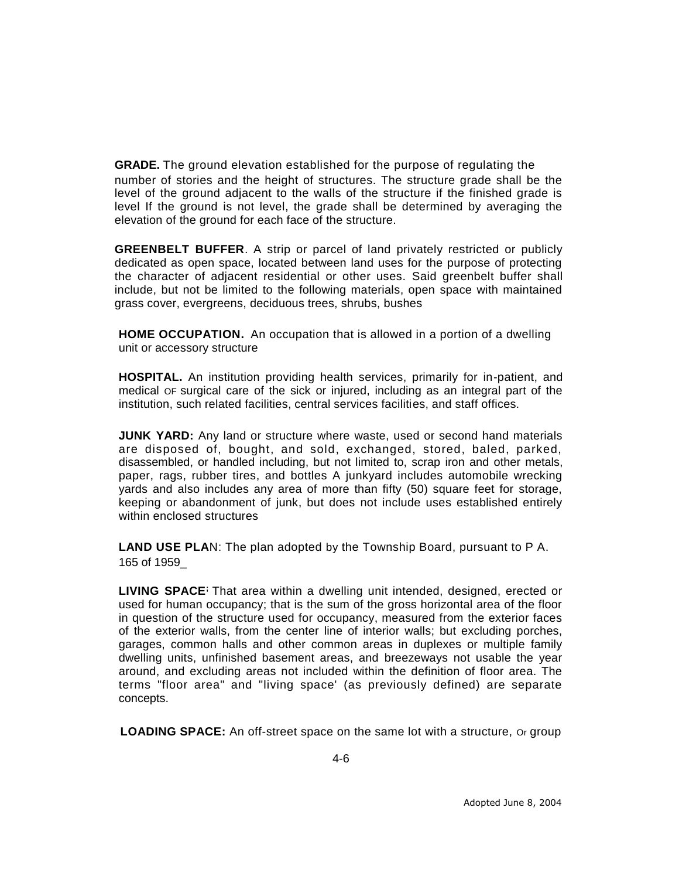**GRADE.** The ground elevation established for the purpose of regulating the number of stories and the height of structures. The structure grade shall be the level of the ground adjacent to the walls of the structure if the finished grade is level If the ground is not level, the grade shall be determined by averaging the elevation of the ground for each face of the structure.

**GREENBELT BUFFER**. A strip or parcel of land privately restricted or publicly dedicated as open space, located between land uses for the purpose of protecting the character of adjacent residential or other uses. Said greenbelt buffer shall include, but not be limited to the following materials, open space with maintained grass cover, evergreens, deciduous trees, shrubs, bushes

**HOME OCCUPATION.** An occupation that is allowed in a portion of a dwelling unit or accessory structure

**HOSPITAL.** An institution providing health services, primarily for in-patient, and medical OF surgical care of the sick or injured, including as an integral part of the institution, such related facilities, central services facilities, and staff offices.

**JUNK YARD:** Any land or structure where waste, used or second hand materials are disposed of, bought, and sold, exchanged, stored, baled, parked, disassembled, or handled including, but not limited to, scrap iron and other metals, paper, rags, rubber tires, and bottles A junkyard includes automobile wrecking yards and also includes any area of more than fifty (50) square feet for storage, keeping or abandonment of junk, but does not include uses established entirely within enclosed structures

**LAND USE PLA**N: The plan adopted by the Township Board, pursuant to P A. 165 of 1959_

**LIVING SPACE**; That area within a dwelling unit intended, designed, erected or used for human occupancy; that is the sum of the gross horizontal area of the floor in question of the structure used for occupancy, measured from the exterior faces of the exterior walls, from the center line of interior walls; but excluding porches, garages, common halls and other common areas in duplexes or multiple family dwelling units, unfinished basement areas, and breezeways not usable the year around, and excluding areas not included within the definition of floor area. The terms "floor area" and "living space' (as previously defined) are separate concepts.

**LOADING SPACE:** An off-street space on the same lot with a structure, Or group

Adopted June 8, 2004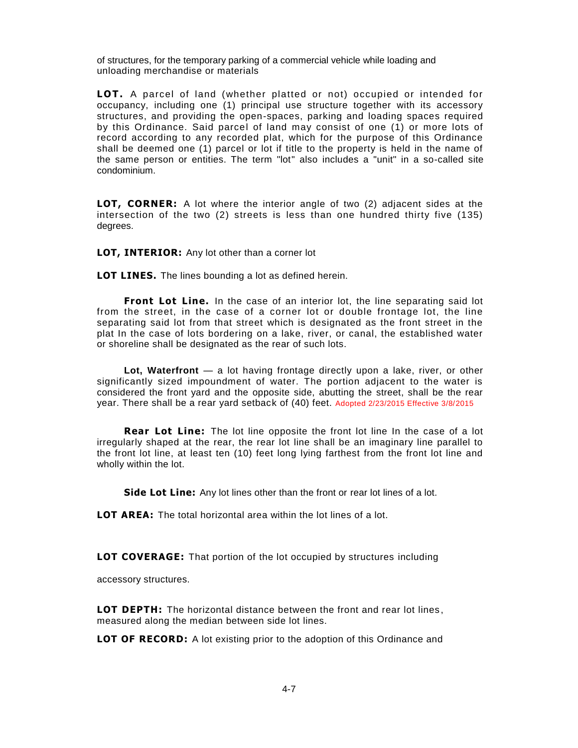of structures, for the temporary parking of a commercial vehicle while loading and unloading merchandise or materials

**LOT.** A parcel of land (whether platted or not) occupied or intended for occupancy, including one (1) principal use structure together with its accessory structures, and providing the open-spaces, parking and loading spaces required by this Ordinance. Said parcel of land may consist of one (1) or more lots of record according to any recorded plat, which for the purpose of this Ordinance shall be deemed one (1) parcel or lot if title to the property is held in the name of the same person or entities. The term "lot" also includes a "unit" in a so-called site condominium.

**LOT, CORNER:** A lot where the interior angle of two (2) adjacent sides at the intersection of the two (2) streets is less than one hundred thirty five (135) degrees.

**LOT, INTERIOR:** Any lot other than a corner lot

**LOT LINES.** The lines bounding a lot as defined herein.

**Front Lot Line.** In the case of an interior lot, the line separating said lot from the street, in the case of a corner lot or double frontage lot, the line separating said lot from that street which is designated as the front street in the plat In the case of lots bordering on a lake, river, or canal, the established water or shoreline shall be designated as the rear of such lots.

**Lot, Waterfront** — a lot having frontage directly upon a lake, river, or other significantly sized impoundment of water. The portion adjacent to the water is considered the front yard and the opposite side, abutting the street, shall be the rear year. There shall be a rear yard setback of (40) feet. Adopted 2/23/2015 Effective 3/8/2015

**Rear Lot Line:** The lot line opposite the front lot line In the case of a lot irregularly shaped at the rear, the rear lot line shall be an imaginary line parallel to the front lot line, at least ten (10) feet long lying farthest from the front lot line and wholly within the lot.

**Side Lot Line:** Any lot lines other than the front or rear lot lines of a lot.

**LOT AREA:** The total horizontal area within the lot lines of a lot.

**LOT COVERAGE:** That portion of the lot occupied by structures including accessory structures.

**LOT DEPTH:** The horizontal distance between the front and rear lot lines, measured along the median between side lot lines.

**LOT OF RECORD:** A lot existing prior to the adoption of this Ordinance and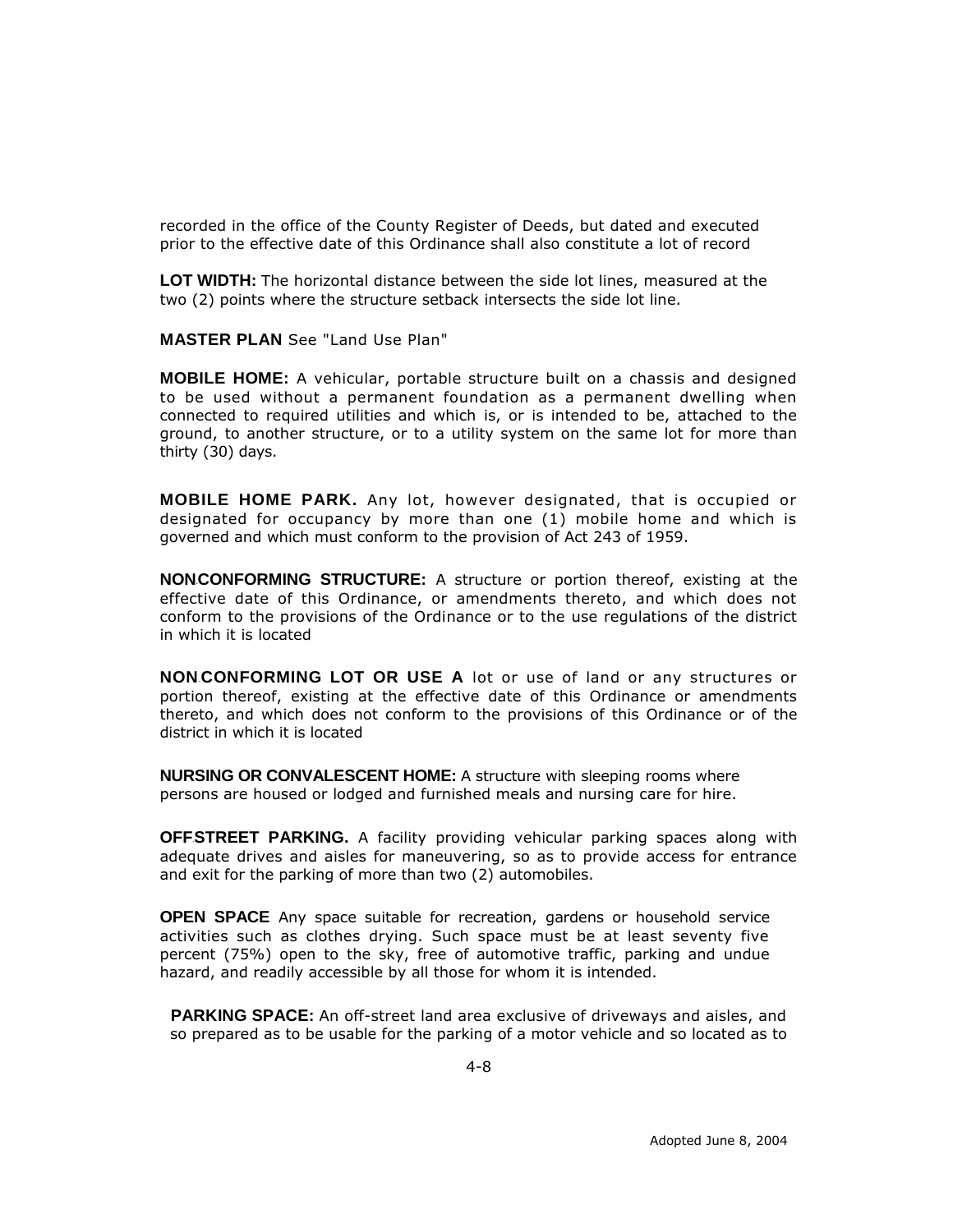recorded in the office of the County Register of Deeds, but dated and executed prior to the effective date of this Ordinance shall also constitute a lot of record

**LOT WIDTH:** The horizontal distance between the side lot lines, measured at the two (2) points where the structure setback intersects the side lot line.

**MASTER PLAN** See "Land Use Plan"

**MOBILE HOME:** A vehicular, portable structure built on a chassis and designed to be used without a permanent foundation as a permanent dwelling when connected to required utilities and which is, or is intended to be, attached to the ground, to another structure, or to a utility system on the same lot for more than thirty (30) days.

**MOBILE HOME PARK.** Any lot, however designated, that is occupied or designated for occupancy by more than one (1) mobile home and which is governed and which must conform to the provision of Act 243 of 1959.

**NONCONFORMING STRUCTURE:** A structure or portion thereof, existing at the effective date of this Ordinance, or amendments thereto, and which does not conform to the provisions of the Ordinance or to the use regulations of the district in which it is located

**NON.CONFORMING LOT OR USE A** lot or use of land or any structures or portion thereof, existing at the effective date of this Ordinance or amendments thereto, and which does not conform to the provisions of this Ordinance or of the district in which it is located

**NURSING OR CONVALESCENT HOME:** A structure with sleeping rooms where persons are housed or lodged and furnished meals and nursing care for hire.

**OFF.STREET PARKING.** A facility providing vehicular parking spaces along with adequate drives and aisles for maneuvering, so as to provide access for entrance and exit for the parking of more than two (2) automobiles.

**OPEN SPACE** Any space suitable for recreation, gardens or household service activities such as clothes drying. Such space must be at least seventy five percent (75%) open to the sky, free of automotive traffic, parking and undue hazard, and readily accessible by all those for whom it is intended.

**PARKING SPACE:** An off-street land area exclusive of driveways and aisles, and so prepared as to be usable for the parking of a motor vehicle and so located as to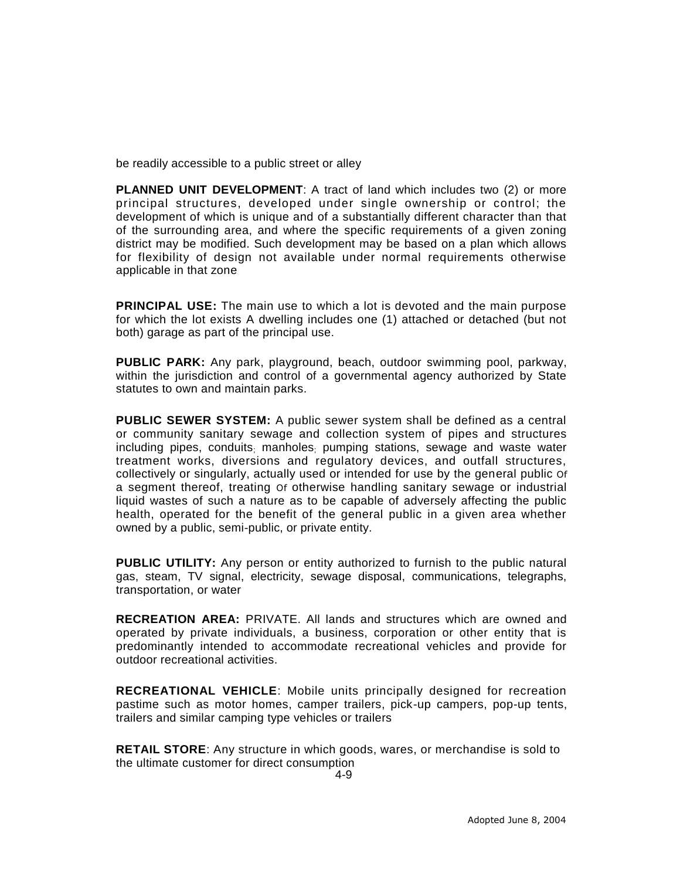be readily accessible to a public street or alley

**PLANNED UNIT DEVELOPMENT**: A tract of land which includes two (2) or more principal structures, developed under single ownership or control; the development of which is unique and of a substantially different character than that of the surrounding area, and where the specific requirements of a given zoning district may be modified. Such development may be based on a plan which allows for flexibility of design not available under normal requirements otherwise applicable in that zone

**PRINCIPAL USE:** The main use to which a lot is devoted and the main purpose for which the lot exists A dwelling includes one (1) attached or detached (but not both) garage as part of the principal use.

**PUBLIC PARK:** Any park, playground, beach, outdoor swimming pool, parkway, within the jurisdiction and control of a governmental agency authorized by State statutes to own and maintain parks.

**PUBLIC SEWER SYSTEM:** A public sewer system shall be defined as a central or community sanitary sewage and collection system of pipes and structures including pipes, conduits; manholes; pumping stations, sewage and waste water treatment works, diversions and regulatory devices, and outfall structures, collectively or singularly, actually used or intended for use by the general public Of a segment thereof, treating Of otherwise handling sanitary sewage or industrial liquid wastes of such a nature as to be capable of adversely affecting the public health, operated for the benefit of the general public in a given area whether owned by a public, semi-public, or private entity.

**PUBLIC UTILITY:** Any person or entity authorized to furnish to the public natural gas, steam, TV signal, electricity, sewage disposal, communications, telegraphs, transportation, or water

**RECREATION AREA:** PRIVATE. All lands and structures which are owned and operated by private individuals, a business, corporation or other entity that is predominantly intended to accommodate recreational vehicles and provide for outdoor recreational activities.

**RECREATIONAL VEHICLE**: Mobile units principally designed for recreation pastime such as motor homes, camper trailers, pick-up campers, pop-up tents, trailers and similar camping type vehicles or trailers

**RETAIL STORE**: Any structure in which goods, wares, or merchandise is sold to the ultimate customer for direct consumption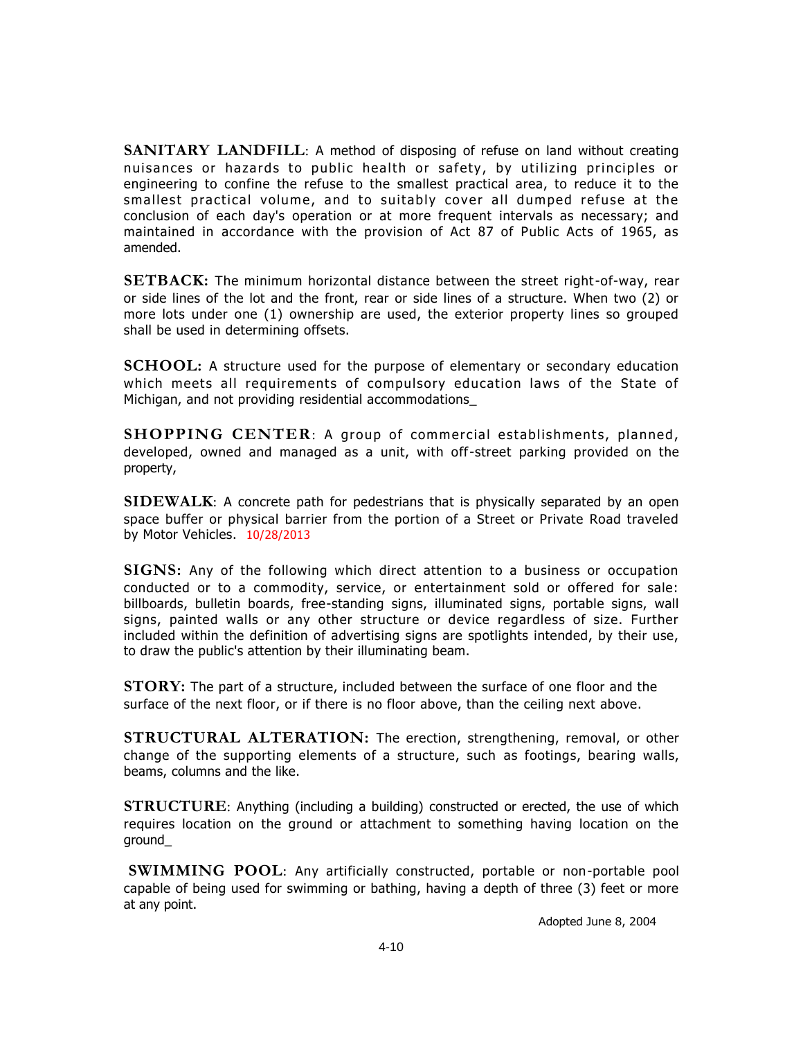**SANITARY LANDFILL**: A method of disposing of refuse on land without creating nuisances or hazards to public health or safety, by utilizing principles or engineering to confine the refuse to the smallest practical area, to reduce it to the smallest practical volume, and to suitably cover all dumped refuse at the conclusion of each day's operation or at more frequent intervals as necessary; and maintained in accordance with the provision of Act 87 of Public Acts of 1965, as amended.

**SETBACK:** The minimum horizontal distance between the street right-of-way, rear or side lines of the lot and the front, rear or side lines of a structure. When two (2) or more lots under one (1) ownership are used, the exterior property lines so grouped shall be used in determining offsets.

**SCHOOL:** A structure used for the purpose of elementary or secondary education which meets all requirements of compulsory education laws of the State of Michigan, and not providing residential accommodations_

**SHOPPING CENTER**: A group of commercial establishments, planned, developed, owned and managed as a unit, with off-street parking provided on the property,

**SIDEWALK**: A concrete path for pedestrians that is physically separated by an open space buffer or physical barrier from the portion of a Street or Private Road traveled by Motor Vehicles. 10/28/2013

**SIGNS:** Any of the following which direct attention to a business or occupation conducted or to a commodity, service, or entertainment sold or offered for sale: billboards, bulletin boards, free-standing signs, illuminated signs, portable signs, wall signs, painted walls or any other structure or device regardless of size. Further included within the definition of advertising signs are spotlights intended, by their use, to draw the public's attention by their illuminating beam.

**STORY:** The part of a structure, included between the surface of one floor and the surface of the next floor, or if there is no floor above, than the ceiling next above.

**STRUCTURAL ALTERATION:** The erection, strengthening, removal, or other change of the supporting elements of a structure, such as footings, bearing walls, beams, columns and the like.

**STRUCTURE**: Anything (including a building) constructed or erected, the use of which requires location on the ground or attachment to something having location on the ground_

**SWIMMING POOL**: Any artificially constructed, portable or non-portable pool capable of being used for swimming or bathing, having a depth of three (3) feet or more at any point.

Adopted June 8, 2004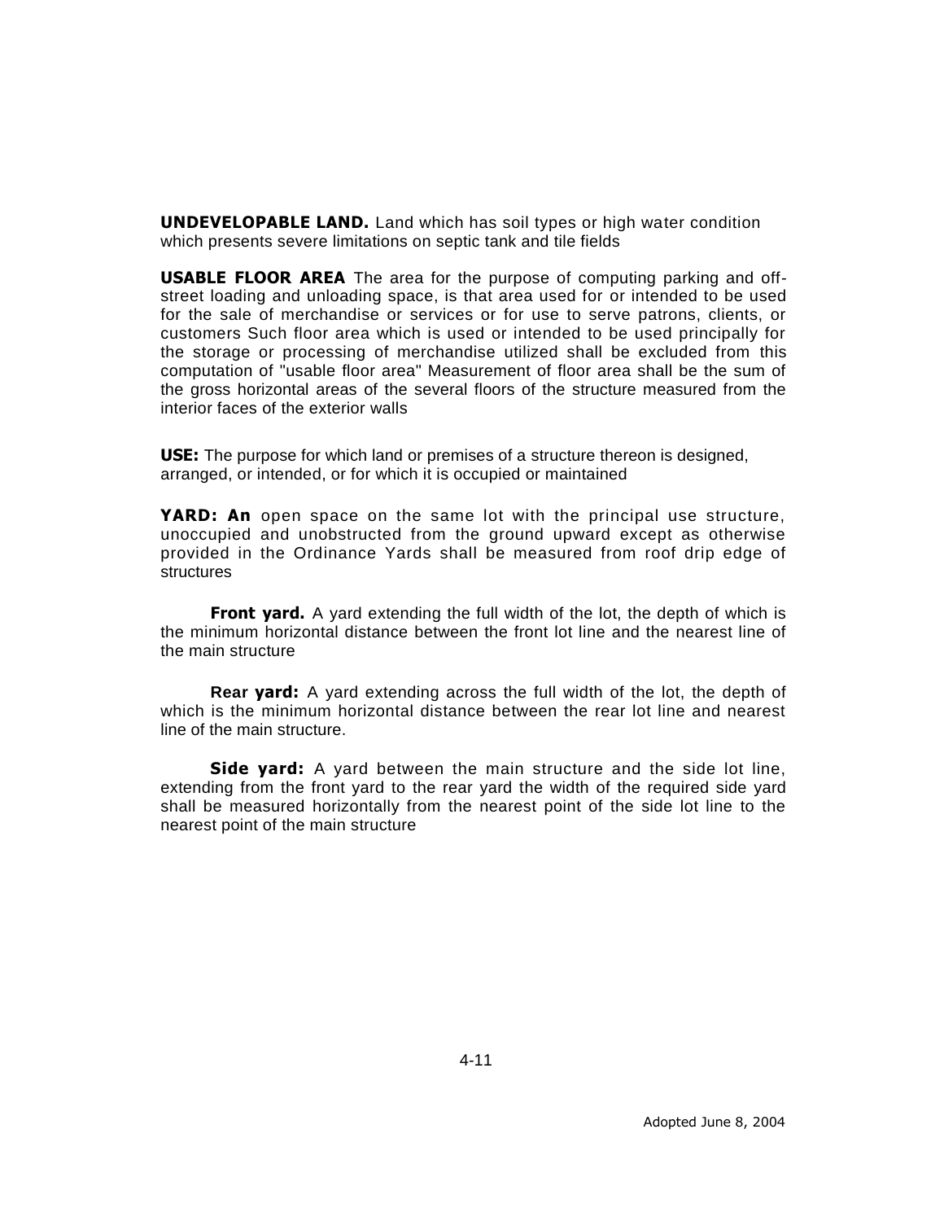**UNDEVELOPABLE LAND.** Land which has soil types or high water condition which presents severe limitations on septic tank and tile fields

**USABLE FLOOR AREA** The area for the purpose of computing parking and off-street loading and unloading space, is that area used for or intended to be used for the sale of merchandise or services or for use to serve patrons, clients, or customers Such floor area which is used or intended to be used principally for the storage or processing of merchandise utilized shall be excluded from this computation of "usable floor area" Measurement of floor area shall be the sum of the gross horizontal areas of the several floors of the structure measured from the interior faces of the exterior walls

**USE:** The purpose for which land or premises of a structure thereon is designed, arranged, or intended, or for which it is occupied or maintained

**YARD: An** open space on the same lot with the principal use structure, unoccupied and unobstructed from the ground upward except as otherwise provided in the Ordinance Yards shall be measured from roof drip edge of structures

**Front yard.** A yard extending the full width of the lot, the depth of which is the minimum horizontal distance between the front lot line and the nearest line of the main structure

**Rear yard:** A yard extending across the full width of the lot, the depth of which is the minimum horizontal distance between the rear lot line and nearest line of the main structure.

**Side yard:** A yard between the main structure and the side lot line, extending from the front yard to the rear yard the width of the required side yard shall be measured horizontally from the nearest point of the side lot line to the nearest point of the main structure